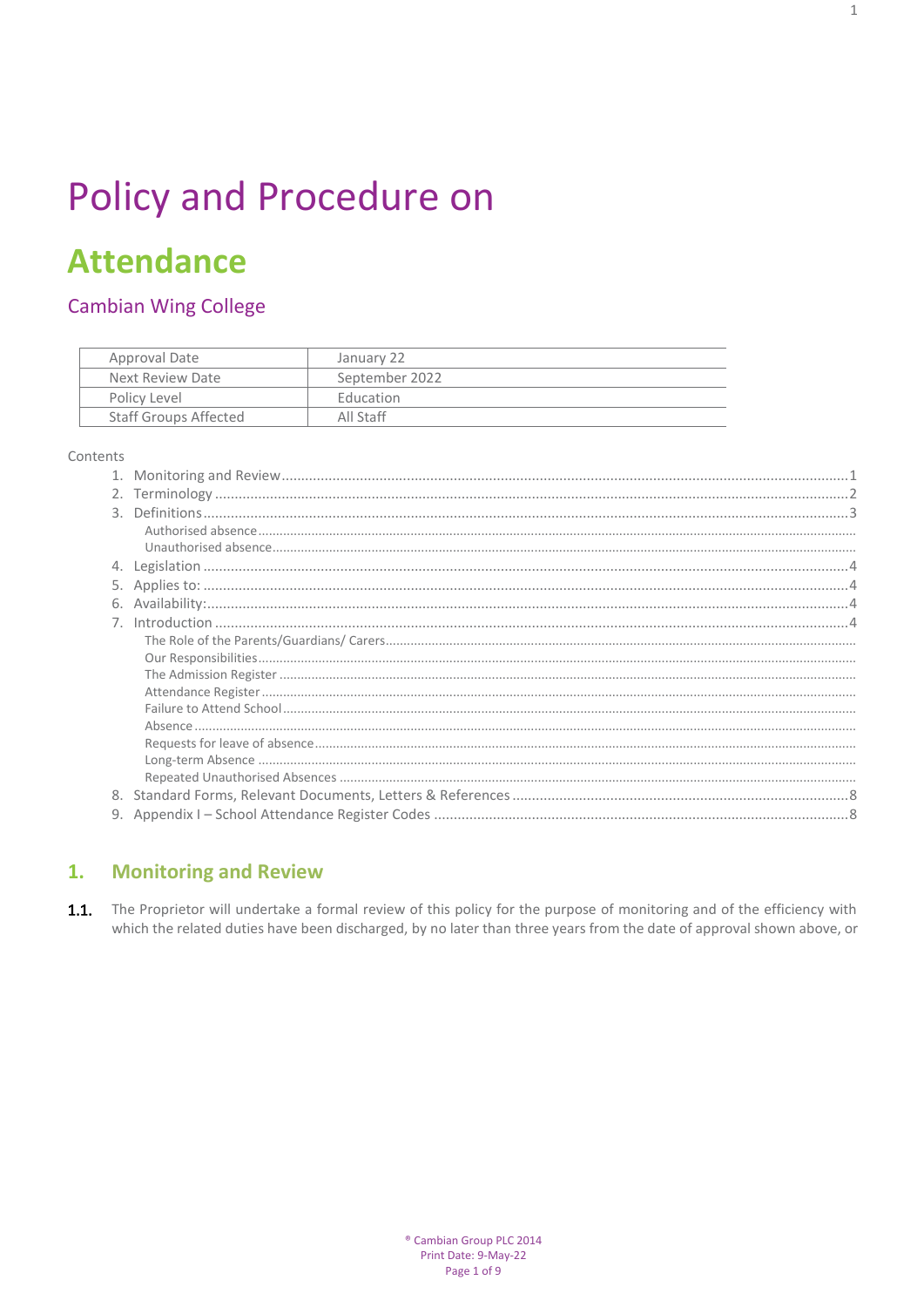# Policy and Procedure on

# Attendance

## Cambian Wing College

| Approval Date | January 22 |
| --- | --- |
| Next Review Date | September 2022 |
| Policy Level | Education |
| Staff Groups Affected | All Staff |

Contents

1. Monitoring and Review ....................................................................... 1
2. Terminology ....................................................................... 2
3. Definitions ....................................................................... 3
   - Authorised absence ...................................................................
   - Unauthorised absence ...................................................................
4. Legislation ....................................................................... 4
5. Applies to: ....................................................................... 4
6. Availability: ....................................................................... 4
7. Introduction ....................................................................... 4
   - The Role of the Parents/Guardians/ Carers ...................................................................
   - Our Responsibilities ...................................................................
   - The Admission Register ...................................................................
   - Attendance Register ...................................................................
   - Failure to Attend School ...................................................................
   - Absence ...................................................................
   - Requests for leave of absence ...................................................................
   - Long-term Absence ...................................................................
   - Repeated Unauthorised Absences ...................................................................
8. Standard Forms, Relevant Documents, Letters & References ....................................................................... 8
9. Appendix I – School Attendance Register Codes ....................................................................... 8

## 1. Monitoring and Review

**1.1.** The Proprietor will undertake a formal review of this policy for the purpose of monitoring and of the efficiency with which the related duties have been discharged, by no later than three years from the date of approval shown above, or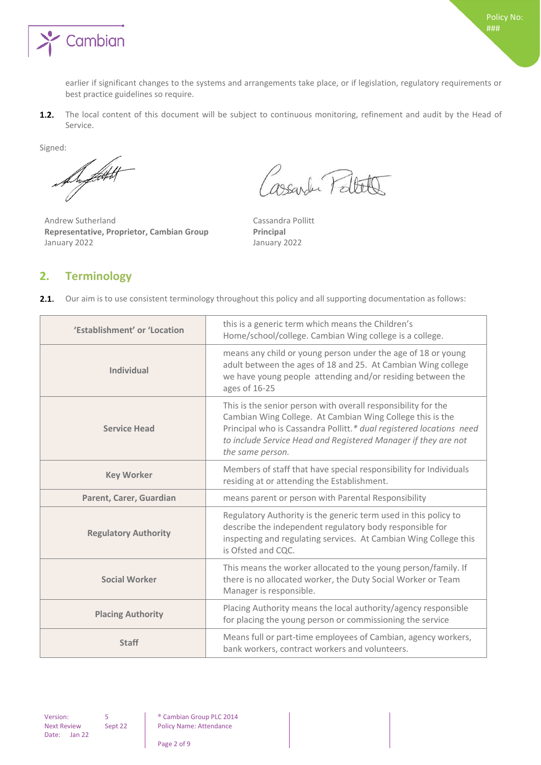earlier if significant changes to the systems and arrangements take place, or if legislation, regulatory requirements or best practice guidelines so require.

**1.2.** The local content of this document will be subject to continuous monitoring, refinement and audit by the Head of Service.

Signed:

Andrew Sutherland
**Representative, Proprietor, Cambian Group**
January 2022

Cassandra Pollitt
**Principal**
January 2022

## 2. Terminology

**2.1.** Our aim is to use consistent terminology throughout this policy and all supporting documentation as follows:

| | |
|---|---|
| **'Establishment' or 'Location** | this is a generic term which means the Children's Home/school/college. Cambian Wing college is a college. |
| **Individual** | means any child or young person under the age of 18 or young adult between the ages of 18 and 25. At Cambian Wing college we have young people attending and/or residing between the ages of 16-25 |
| **Service Head** | This is the senior person with overall responsibility for the Cambian Wing College. At Cambian Wing College this is the Principal who is Cassandra Pollitt. *\* dual registered locations need to include Service Head and Registered Manager if they are not the same person.* |
| **Key Worker** | Members of staff that have special responsibility for Individuals residing at or attending the Establishment. |
| **Parent, Carer, Guardian** | means parent or person with Parental Responsibility |
| **Regulatory Authority** | Regulatory Authority is the generic term used in this policy to describe the independent regulatory body responsible for inspecting and regulating services. At Cambian Wing College this is Ofsted and CQC. |
| **Social Worker** | This means the worker allocated to the young person/family. If there is no allocated worker, the Duty Social Worker or Team Manager is responsible. |
| **Placing Authority** | Placing Authority means the local authority/agency responsible for placing the young person or commissioning the service |
| **Staff** | Means full or part-time employees of Cambian, agency workers, bank workers, contract workers and volunteers. |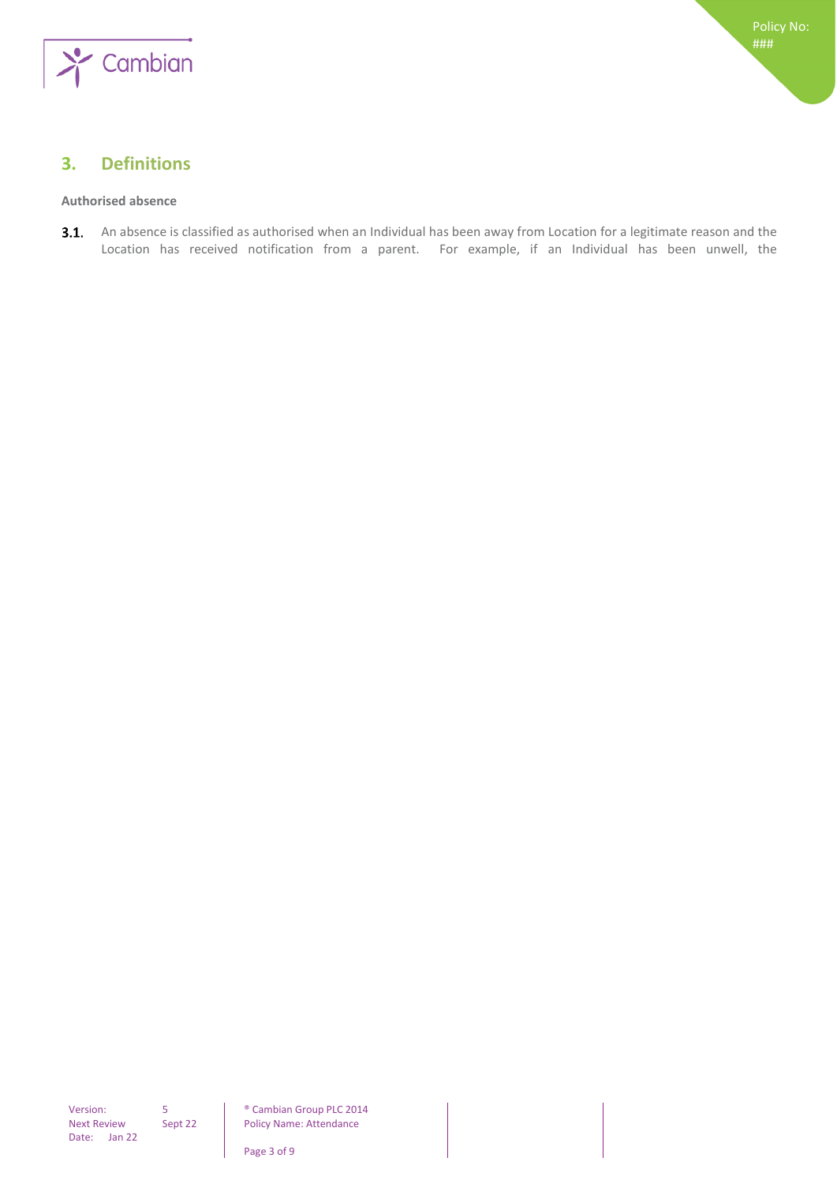## 3. Definitions

**Authorised absence**

3.1. An absence is classified as authorised when an Individual has been away from Location for a legitimate reason and the Location has received notification from a parent. For example, if an Individual has been unwell, the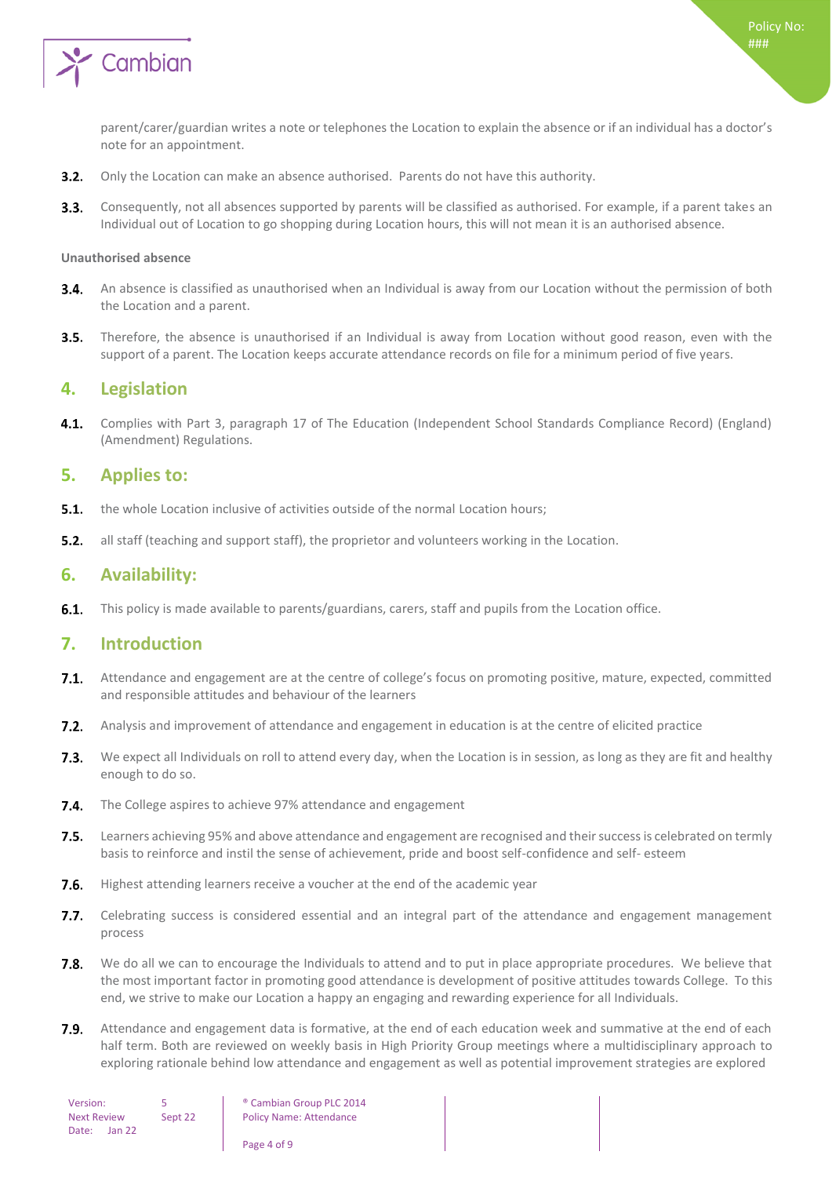parent/carer/guardian writes a note or telephones the Location to explain the absence or if an individual has a doctor's note for an appointment.

**3.2.** Only the Location can make an absence authorised. Parents do not have this authority.

**3.3.** Consequently, not all absences supported by parents will be classified as authorised. For example, if a parent takes an Individual out of Location to go shopping during Location hours, this will not mean it is an authorised absence.

**Unauthorised absence**

**3.4.** An absence is classified as unauthorised when an Individual is away from our Location without the permission of both the Location and a parent.

**3.5.** Therefore, the absence is unauthorised if an Individual is away from Location without good reason, even with the support of a parent. The Location keeps accurate attendance records on file for a minimum period of five years.

## 4. Legislation

**4.1.** Complies with Part 3, paragraph 17 of The Education (Independent School Standards Compliance Record) (England) (Amendment) Regulations.

## 5. Applies to:

**5.1.** the whole Location inclusive of activities outside of the normal Location hours;

**5.2.** all staff (teaching and support staff), the proprietor and volunteers working in the Location.

## 6. Availability:

**6.1.** This policy is made available to parents/guardians, carers, staff and pupils from the Location office.

## 7. Introduction

**7.1.** Attendance and engagement are at the centre of college's focus on promoting positive, mature, expected, committed and responsible attitudes and behaviour of the learners

**7.2.** Analysis and improvement of attendance and engagement in education is at the centre of elicited practice

**7.3.** We expect all Individuals on roll to attend every day, when the Location is in session, as long as they are fit and healthy enough to do so.

**7.4.** The College aspires to achieve 97% attendance and engagement

**7.5.** Learners achieving 95% and above attendance and engagement are recognised and their success is celebrated on termly basis to reinforce and instil the sense of achievement, pride and boost self-confidence and self- esteem

**7.6.** Highest attending learners receive a voucher at the end of the academic year

**7.7.** Celebrating success is considered essential and an integral part of the attendance and engagement management process

**7.8.** We do all we can to encourage the Individuals to attend and to put in place appropriate procedures. We believe that the most important factor in promoting good attendance is development of positive attitudes towards College. To this end, we strive to make our Location a happy an engaging and rewarding experience for all Individuals.

**7.9.** Attendance and engagement data is formative, at the end of each education week and summative at the end of each half term. Both are reviewed on weekly basis in High Priority Group meetings where a multidisciplinary approach to exploring rationale behind low attendance and engagement as well as potential improvement strategies are explored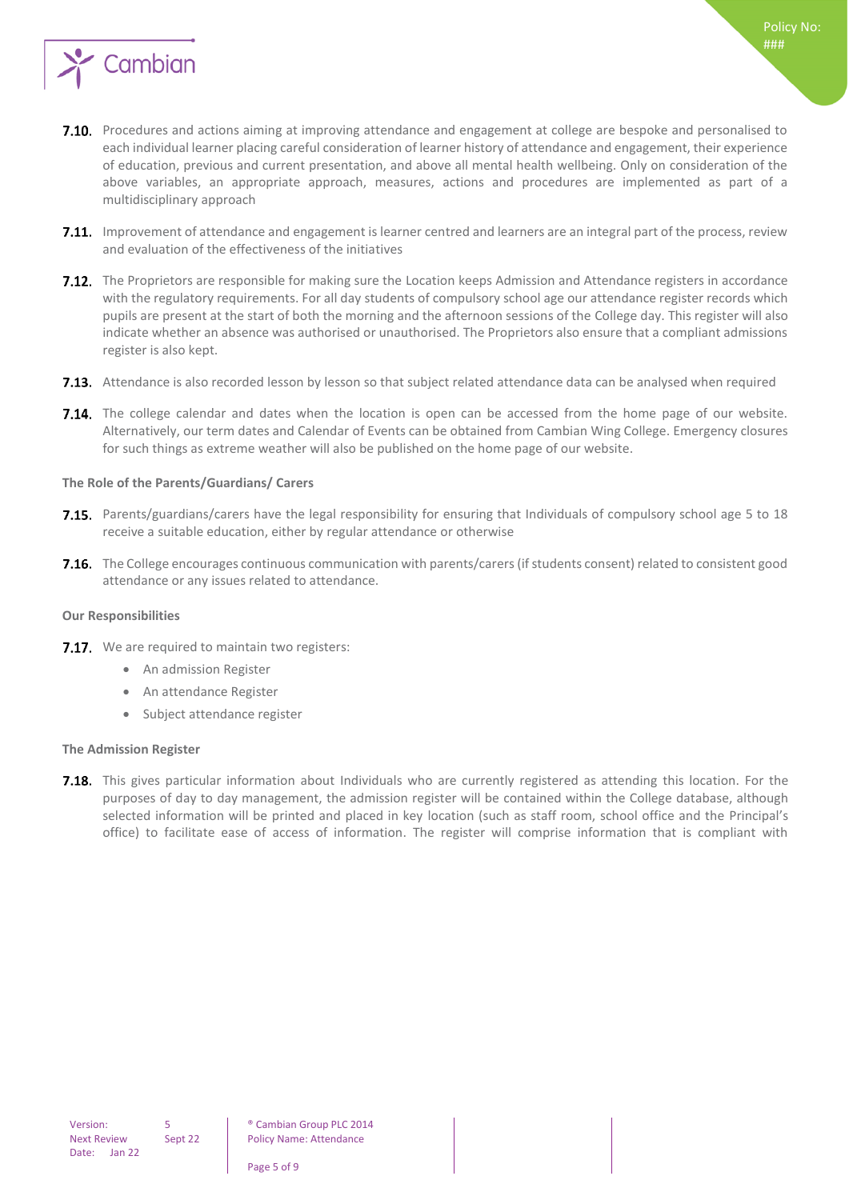**7.10.** Procedures and actions aiming at improving attendance and engagement at college are bespoke and personalised to each individual learner placing careful consideration of learner history of attendance and engagement, their experience of education, previous and current presentation, and above all mental health wellbeing. Only on consideration of the above variables, an appropriate approach, measures, actions and procedures are implemented as part of a multidisciplinary approach

**7.11.** Improvement of attendance and engagement is learner centred and learners are an integral part of the process, review and evaluation of the effectiveness of the initiatives

**7.12.** The Proprietors are responsible for making sure the Location keeps Admission and Attendance registers in accordance with the regulatory requirements. For all day students of compulsory school age our attendance register records which pupils are present at the start of both the morning and the afternoon sessions of the College day. This register will also indicate whether an absence was authorised or unauthorised. The Proprietors also ensure that a compliant admissions register is also kept.

**7.13.** Attendance is also recorded lesson by lesson so that subject related attendance data can be analysed when required

**7.14.** The college calendar and dates when the location is open can be accessed from the home page of our website. Alternatively, our term dates and Calendar of Events can be obtained from Cambian Wing College. Emergency closures for such things as extreme weather will also be published on the home page of our website.

**The Role of the Parents/Guardians/ Carers**

**7.15.** Parents/guardians/carers have the legal responsibility for ensuring that Individuals of compulsory school age 5 to 18 receive a suitable education, either by regular attendance or otherwise

**7.16.** The College encourages continuous communication with parents/carers (if students consent) related to consistent good attendance or any issues related to attendance.

**Our Responsibilities**

**7.17.** We are required to maintain two registers:

- An admission Register
- An attendance Register
- Subject attendance register

**The Admission Register**

**7.18.** This gives particular information about Individuals who are currently registered as attending this location. For the purposes of day to day management, the admission register will be contained within the College database, although selected information will be printed and placed in key location (such as staff room, school office and the Principal's office) to facilitate ease of access of information. The register will comprise information that is compliant with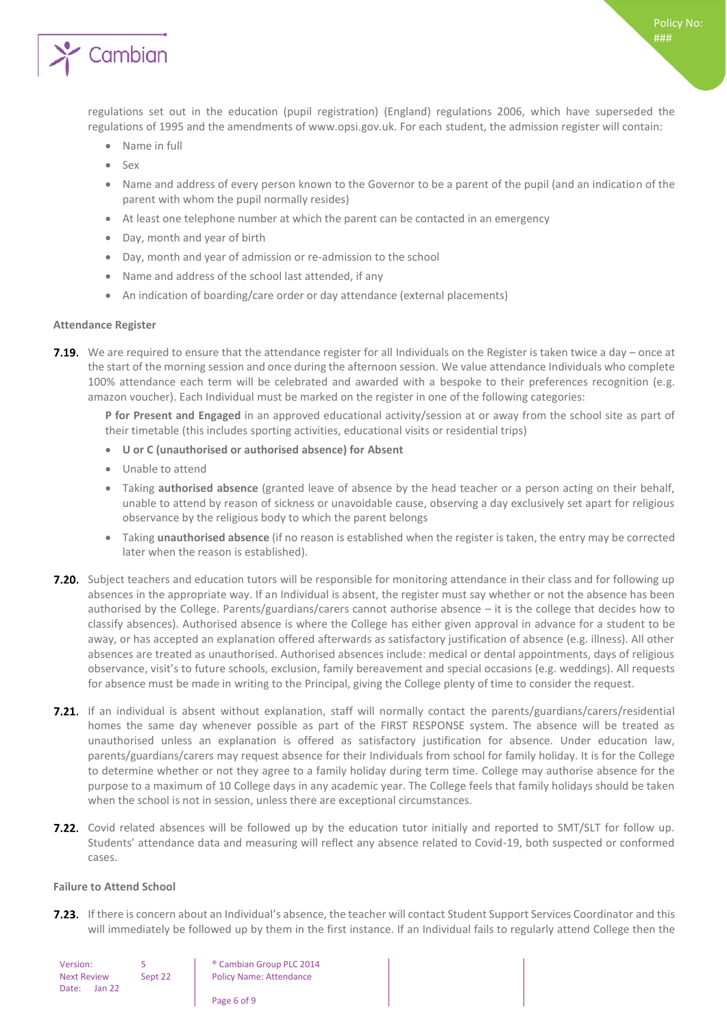regulations set out in the education (pupil registration) (England) regulations 2006, which have superseded the regulations of 1995 and the amendments of www.opsi.gov.uk. For each student, the admission register will contain:

- Name in full
- Sex
- Name and address of every person known to the Governor to be a parent of the pupil (and an indication of the parent with whom the pupil normally resides)
- At least one telephone number at which the parent can be contacted in an emergency
- Day, month and year of birth
- Day, month and year of admission or re-admission to the school
- Name and address of the school last attended, if any
- An indication of boarding/care order or day attendance (external placements)

**Attendance Register**

**7.19.** We are required to ensure that the attendance register for all Individuals on the Register is taken twice a day – once at the start of the morning session and once during the afternoon session. We value attendance Individuals who complete 100% attendance each term will be celebrated and awarded with a bespoke to their preferences recognition (e.g. amazon voucher). Each Individual must be marked on the register in one of the following categories:

**P for Present and Engaged** in an approved educational activity/session at or away from the school site as part of their timetable (this includes sporting activities, educational visits or residential trips)

- **U or C (unauthorised or authorised absence) for Absent**
- Unable to attend
- Taking **authorised absence** (granted leave of absence by the head teacher or a person acting on their behalf, unable to attend by reason of sickness or unavoidable cause, observing a day exclusively set apart for religious observance by the religious body to which the parent belongs
- Taking **unauthorised absence** (if no reason is established when the register is taken, the entry may be corrected later when the reason is established).

**7.20.** Subject teachers and education tutors will be responsible for monitoring attendance in their class and for following up absences in the appropriate way. If an Individual is absent, the register must say whether or not the absence has been authorised by the College. Parents/guardians/carers cannot authorise absence – it is the college that decides how to classify absences). Authorised absence is where the College has either given approval in advance for a student to be away, or has accepted an explanation offered afterwards as satisfactory justification of absence (e.g. illness). All other absences are treated as unauthorised. Authorised absences include: medical or dental appointments, days of religious observance, visit's to future schools, exclusion, family bereavement and special occasions (e.g. weddings). All requests for absence must be made in writing to the Principal, giving the College plenty of time to consider the request.

**7.21.** If an individual is absent without explanation, staff will normally contact the parents/guardians/carers/residential homes the same day whenever possible as part of the FIRST RESPONSE system. The absence will be treated as unauthorised unless an explanation is offered as satisfactory justification for absence. Under education law, parents/guardians/carers may request absence for their Individuals from school for family holiday. It is for the College to determine whether or not they agree to a family holiday during term time. College may authorise absence for the purpose to a maximum of 10 College days in any academic year. The College feels that family holidays should be taken when the school is not in session, unless there are exceptional circumstances.

**7.22.** Covid related absences will be followed up by the education tutor initially and reported to SMT/SLT for follow up. Students' attendance data and measuring will reflect any absence related to Covid-19, both suspected or conformed cases.

**Failure to Attend School**

**7.23.** If there is concern about an Individual's absence, the teacher will contact Student Support Services Coordinator and this will immediately be followed up by them in the first instance. If an Individual fails to regularly attend College then the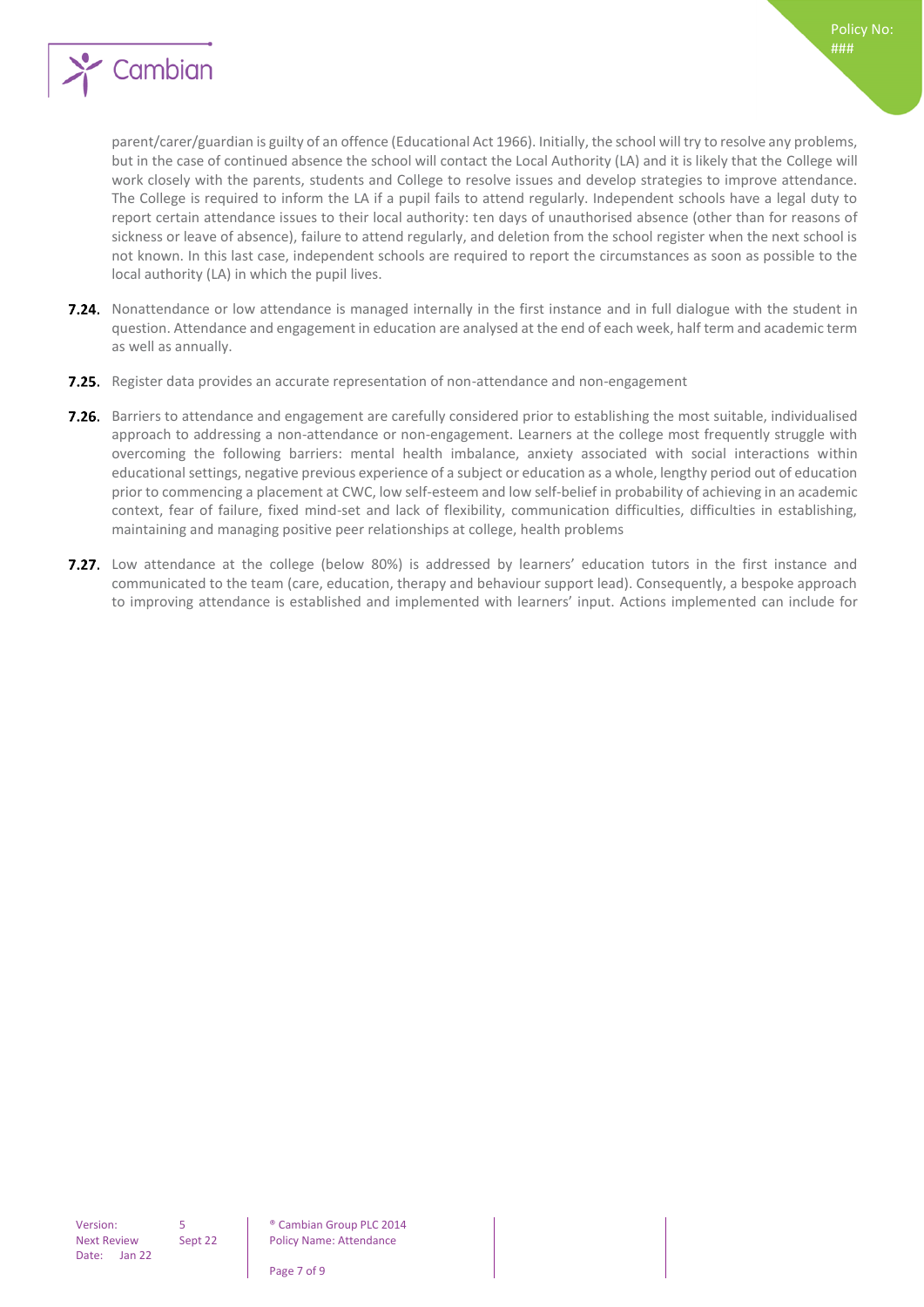parent/carer/guardian is guilty of an offence (Educational Act 1966). Initially, the school will try to resolve any problems, but in the case of continued absence the school will contact the Local Authority (LA) and it is likely that the College will work closely with the parents, students and College to resolve issues and develop strategies to improve attendance. The College is required to inform the LA if a pupil fails to attend regularly. Independent schools have a legal duty to report certain attendance issues to their local authority: ten days of unauthorised absence (other than for reasons of sickness or leave of absence), failure to attend regularly, and deletion from the school register when the next school is not known. In this last case, independent schools are required to report the circumstances as soon as possible to the local authority (LA) in which the pupil lives.

**7.24.** Nonattendance or low attendance is managed internally in the first instance and in full dialogue with the student in question. Attendance and engagement in education are analysed at the end of each week, half term and academic term as well as annually.

**7.25.** Register data provides an accurate representation of non-attendance and non-engagement

**7.26.** Barriers to attendance and engagement are carefully considered prior to establishing the most suitable, individualised approach to addressing a non-attendance or non-engagement. Learners at the college most frequently struggle with overcoming the following barriers: mental health imbalance, anxiety associated with social interactions within educational settings, negative previous experience of a subject or education as a whole, lengthy period out of education prior to commencing a placement at CWC, low self-esteem and low self-belief in probability of achieving in an academic context, fear of failure, fixed mind-set and lack of flexibility, communication difficulties, difficulties in establishing, maintaining and managing positive peer relationships at college, health problems

**7.27.** Low attendance at the college (below 80%) is addressed by learners' education tutors in the first instance and communicated to the team (care, education, therapy and behaviour support lead). Consequently, a bespoke approach to improving attendance is established and implemented with learners' input. Actions implemented can include for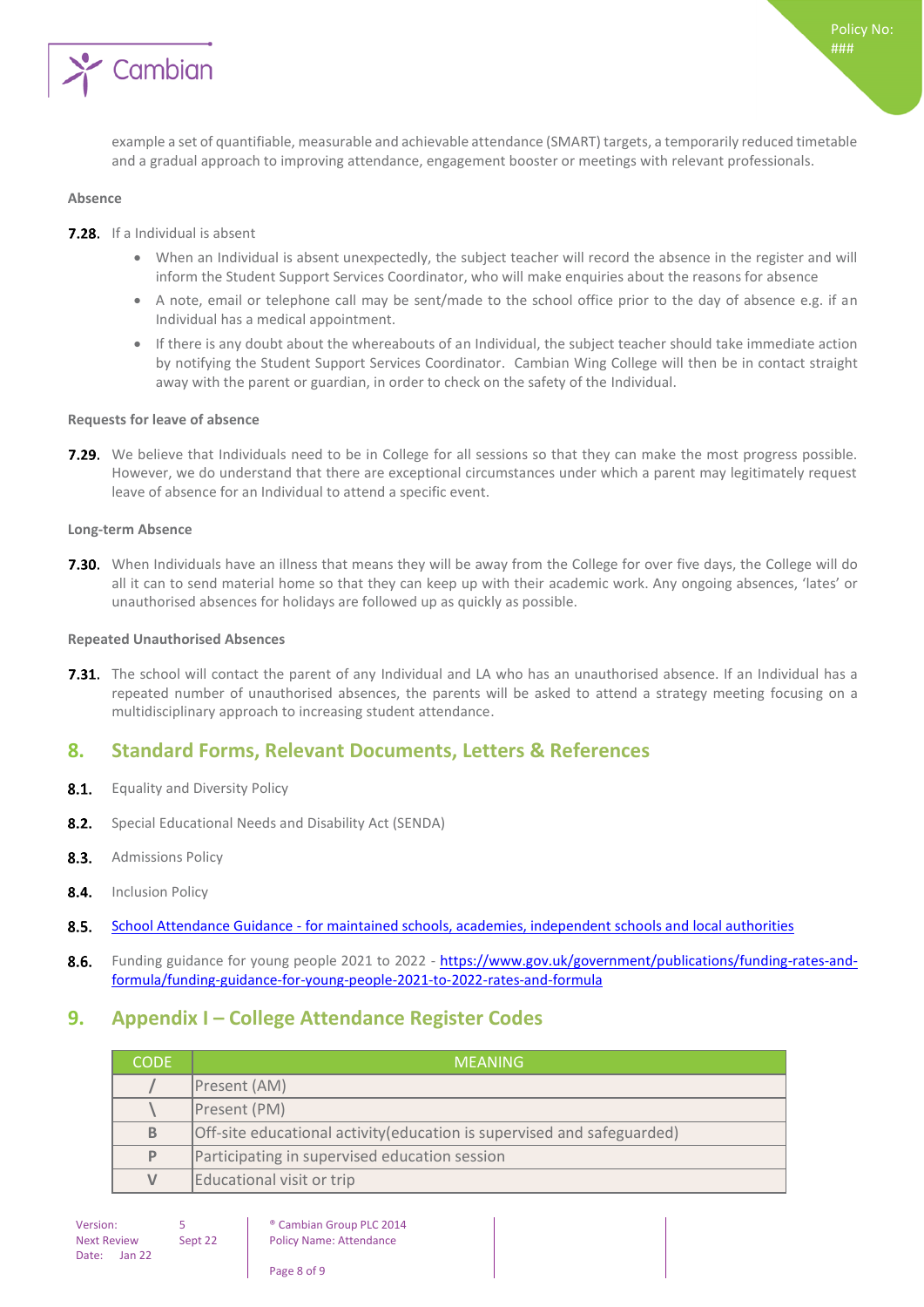example a set of quantifiable, measurable and achievable attendance (SMART) targets, a temporarily reduced timetable and a gradual approach to improving attendance, engagement booster or meetings with relevant professionals.

#### Absence

**7.28.** If a Individual is absent

- When an Individual is absent unexpectedly, the subject teacher will record the absence in the register and will inform the Student Support Services Coordinator, who will make enquiries about the reasons for absence
- A note, email or telephone call may be sent/made to the school office prior to the day of absence e.g. if an Individual has a medical appointment.
- If there is any doubt about the whereabouts of an Individual, the subject teacher should take immediate action by notifying the Student Support Services Coordinator. Cambian Wing College will then be in contact straight away with the parent or guardian, in order to check on the safety of the Individual.

#### Requests for leave of absence

**7.29.** We believe that Individuals need to be in College for all sessions so that they can make the most progress possible. However, we do understand that there are exceptional circumstances under which a parent may legitimately request leave of absence for an Individual to attend a specific event.

#### Long-term Absence

**7.30.** When Individuals have an illness that means they will be away from the College for over five days, the College will do all it can to send material home so that they can keep up with their academic work. Any ongoing absences, 'lates' or unauthorised absences for holidays are followed up as quickly as possible.

#### Repeated Unauthorised Absences

**7.31.** The school will contact the parent of any Individual and LA who has an unauthorised absence. If an Individual has a repeated number of unauthorised absences, the parents will be asked to attend a strategy meeting focusing on a multidisciplinary approach to increasing student attendance.

## 8. Standard Forms, Relevant Documents, Letters & References

**8.1.** Equality and Diversity Policy

**8.2.** Special Educational Needs and Disability Act (SENDA)

**8.3.** Admissions Policy

**8.4.** Inclusion Policy

**8.5.** School Attendance Guidance - for maintained schools, academies, independent schools and local authorities

**8.6.** Funding guidance for young people 2021 to 2022 - https://www.gov.uk/government/publications/funding-rates-and-formula/funding-guidance-for-young-people-2021-to-2022-rates-and-formula

## 9. Appendix I – College Attendance Register Codes

| CODE | MEANING |
|---|---|
| / | Present (AM) |
| \ | Present (PM) |
| B | Off-site educational activity(education is supervised and safeguarded) |
| P | Participating in supervised education session |
| V | Educational visit or trip |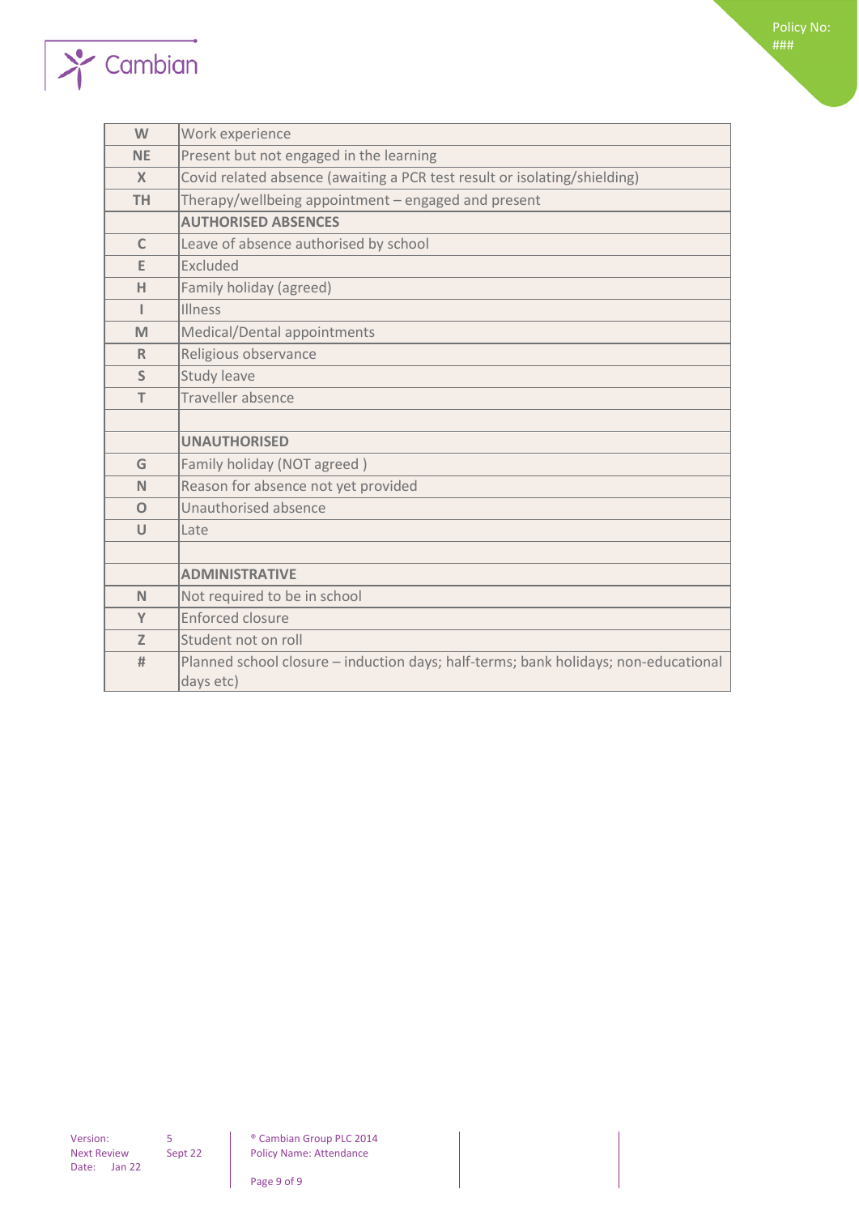| | |
|---|---|
| W | Work experience |
| NE | Present but not engaged in the learning |
| X | Covid related absence (awaiting a PCR test result or isolating/shielding) |
| TH | Therapy/wellbeing appointment – engaged and present |
| | **AUTHORISED ABSENCES** |
| C | Leave of absence authorised by school |
| E | Excluded |
| H | Family holiday (agreed) |
| I | Illness |
| M | Medical/Dental appointments |
| R | Religious observance |
| S | Study leave |
| T | Traveller absence |
| | |
| | **UNAUTHORISED** |
| G | Family holiday (NOT agreed ) |
| N | Reason for absence not yet provided |
| O | Unauthorised absence |
| U | Late |
| | |
| | **ADMINISTRATIVE** |
| N | Not required to be in school |
| Y | Enforced closure |
| Z | Student not on roll |
| # | Planned school closure – induction days; half-terms; bank holidays; non-educational days etc) |